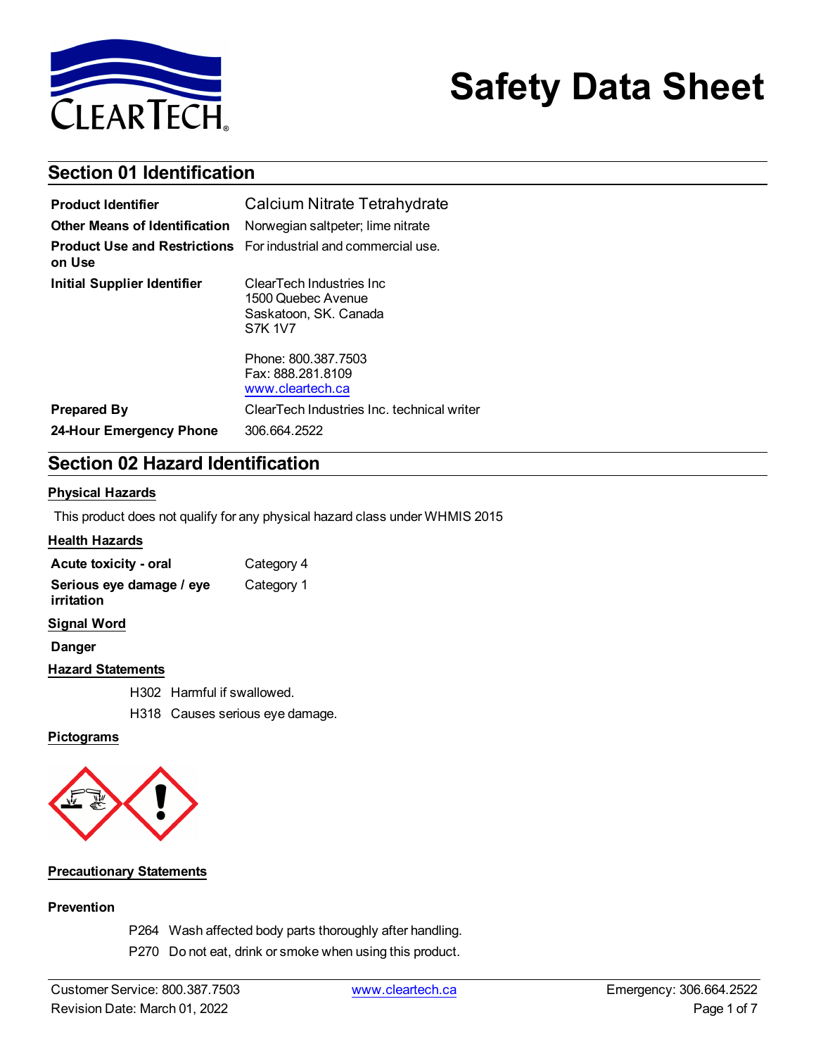# Safety Data Sheet

## Section 01 Identification

| | |
|---|---|
| **Product Identifier** | Calcium Nitrate Tetrahydrate |
| **Other Means of Identification** | Norwegian saltpeter; lime nitrate |
| **Product Use and Restrictions on Use** | For industrial and commercial use. |
| **Initial Supplier Identifier** | ClearTech Industries Inc<br>1500 Quebec Avenue<br>Saskatoon, SK. Canada<br>S7K 1V7<br><br>Phone: 800.387.7503<br>Fax: 888.281.8109<br>www.cleartech.ca |
| **Prepared By** | ClearTech Industries Inc. technical writer |
| **24-Hour Emergency Phone** | 306.664.2522 |

## Section 02 Hazard Identification

### Physical Hazards

This product does not qualify for any physical hazard class under WHMIS 2015

### Health Hazards

| | |
|---|---|
| **Acute toxicity - oral** | Category 4 |
| **Serious eye damage / eye irritation** | Category 1 |

### Signal Word

**Danger**

### Hazard Statements

H302 Harmful if swallowed.

H318 Causes serious eye damage.

### Pictograms

### Precautionary Statements

**Prevention**

P264 Wash affected body parts thoroughly after handling.

P270 Do not eat, drink or smoke when using this product.

Customer Service: 800.387.7503 · www.cleartech.ca · Emergency: 306.664.2522

Revision Date: March 01, 2022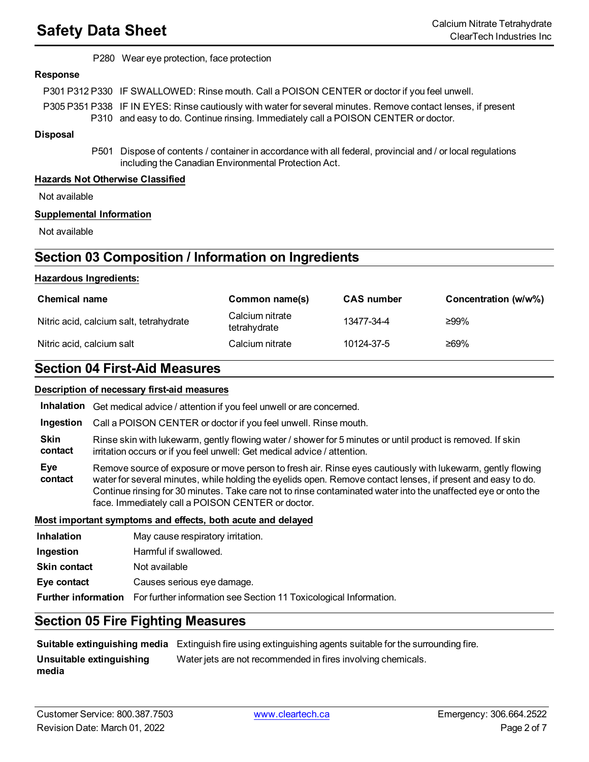P280 Wear eye protection, face protection

**Response**

P301 P312 P330 IF SWALLOWED: Rinse mouth. Call a POISON CENTER or doctor if you feel unwell.

P305 P351 P338 P310 IF IN EYES: Rinse cautiously with water for several minutes. Remove contact lenses, if present and easy to do. Continue rinsing. Immediately call a POISON CENTER or doctor.

**Disposal**

P501 Dispose of contents / container in accordance with all federal, provincial and / or local regulations including the Canadian Environmental Protection Act.

**Hazards Not Otherwise Classified**

Not available

**Supplemental Information**

Not available

## Section 03 Composition / Information on Ingredients

**Hazardous Ingredients:**

| Chemical name | Common name(s) | CAS number | Concentration (w/w%) |
|---|---|---|---|
| Nitric acid, calcium salt, tetrahydrate | Calcium nitrate tetrahydrate | 13477-34-4 | ≥99% |
| Nitric acid, calcium salt | Calcium nitrate | 10124-37-5 | ≥69% |

## Section 04 First-Aid Measures

**Description of necessary first-aid measures**

**Inhalation** Get medical advice / attention if you feel unwell or are concerned.

**Ingestion** Call a POISON CENTER or doctor if you feel unwell. Rinse mouth.

**Skin contact** Rinse skin with lukewarm, gently flowing water / shower for 5 minutes or until product is removed. If skin irritation occurs or if you feel unwell: Get medical advice / attention.

**Eye contact** Remove source of exposure or move person to fresh air. Rinse eyes cautiously with lukewarm, gently flowing water for several minutes, while holding the eyelids open. Remove contact lenses, if present and easy to do. Continue rinsing for 30 minutes. Take care not to rinse contaminated water into the unaffected eye or onto the face. Immediately call a POISON CENTER or doctor.

**Most important symptoms and effects, both acute and delayed**

**Inhalation** May cause respiratory irritation.

**Ingestion** Harmful if swallowed.

**Skin contact** Not available

**Eye contact** Causes serious eye damage.

**Further information** For further information see Section 11 Toxicological Information.

## Section 05 Fire Fighting Measures

**Suitable extinguishing media** Extinguish fire using extinguishing agents suitable for the surrounding fire.

**Unsuitable extinguishing media** Water jets are not recommended in fires involving chemicals.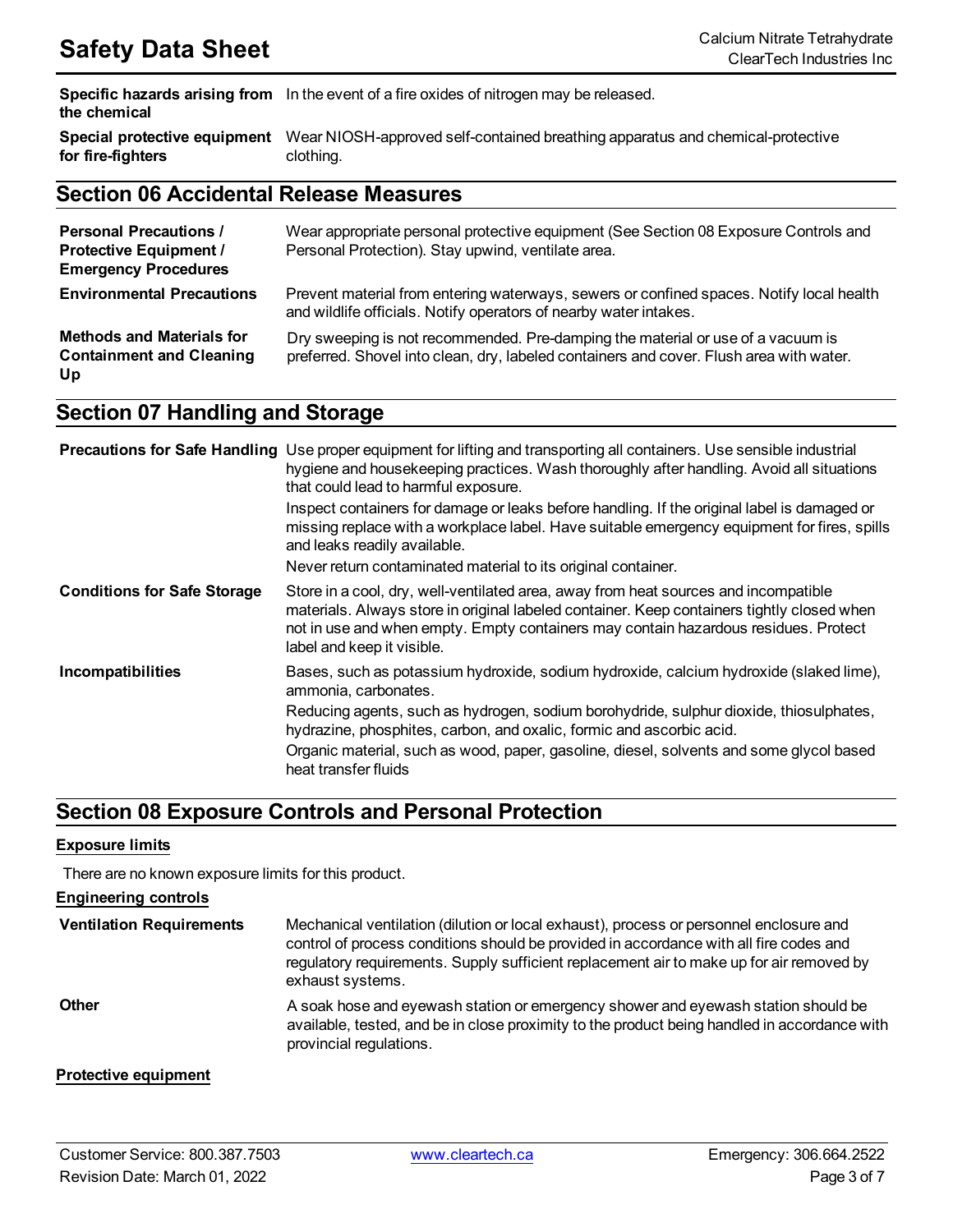| | |
|---|---|
| **Specific hazards arising from the chemical** | In the event of a fire oxides of nitrogen may be released. |
| **Special protective equipment for fire-fighters** | Wear NIOSH-approved self-contained breathing apparatus and chemical-protective clothing. |

## Section 06 Accidental Release Measures

| | |
|---|---|
| **Personal Precautions / Protective Equipment / Emergency Procedures** | Wear appropriate personal protective equipment (See Section 08 Exposure Controls and Personal Protection). Stay upwind, ventilate area. |
| **Environmental Precautions** | Prevent material from entering waterways, sewers or confined spaces. Notify local health and wildlife officials. Notify operators of nearby water intakes. |
| **Methods and Materials for Containment and Cleaning Up** | Dry sweeping is not recommended. Pre-damping the material or use of a vacuum is preferred. Shovel into clean, dry, labeled containers and cover. Flush area with water. |

## Section 07 Handling and Storage

| | |
|---|---|
| **Precautions for Safe Handling** | Use proper equipment for lifting and transporting all containers. Use sensible industrial hygiene and housekeeping practices. Wash thoroughly after handling. Avoid all situations that could lead to harmful exposure.<br>Inspect containers for damage or leaks before handling. If the original label is damaged or missing replace with a workplace label. Have suitable emergency equipment for fires, spills and leaks readily available.<br>Never return contaminated material to its original container. |
| **Conditions for Safe Storage** | Store in a cool, dry, well-ventilated area, away from heat sources and incompatible materials. Always store in original labeled container. Keep containers tightly closed when not in use and when empty. Empty containers may contain hazardous residues. Protect label and keep it visible. |
| **Incompatibilities** | Bases, such as potassium hydroxide, sodium hydroxide, calcium hydroxide (slaked lime), ammonia, carbonates.<br>Reducing agents, such as hydrogen, sodium borohydride, sulphur dioxide, thiosulphates, hydrazine, phosphites, carbon, and oxalic, formic and ascorbic acid.<br>Organic material, such as wood, paper, gasoline, diesel, solvents and some glycol based heat transfer fluids |

## Section 08 Exposure Controls and Personal Protection

### Exposure limits

There are no known exposure limits for this product.

### Engineering controls

| | |
|---|---|
| **Ventilation Requirements** | Mechanical ventilation (dilution or local exhaust), process or personnel enclosure and control of process conditions should be provided in accordance with all fire codes and regulatory requirements. Supply sufficient replacement air to make up for air removed by exhaust systems. |
| **Other** | A soak hose and eyewash station or emergency shower and eyewash station should be available, tested, and be in close proximity to the product being handled in accordance with provincial regulations. |

### Protective equipment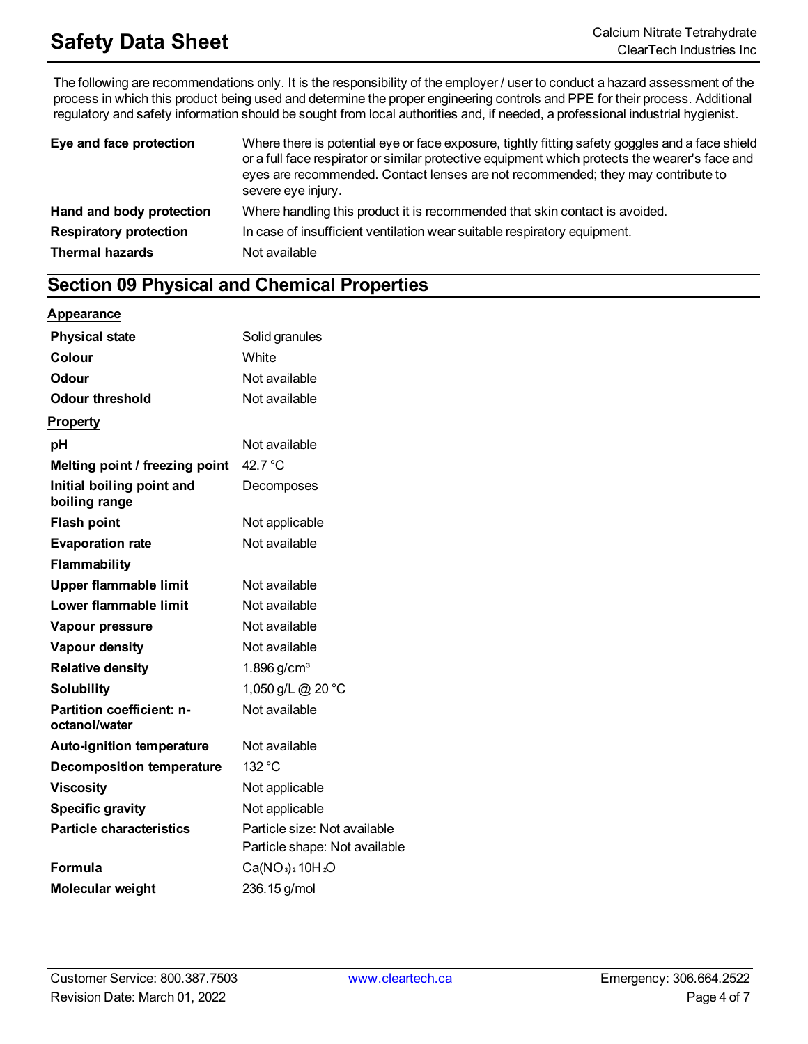The following are recommendations only. It is the responsibility of the employer / user to conduct a hazard assessment of the process in which this product being used and determine the proper engineering controls and PPE for their process. Additional regulatory and safety information should be sought from local authorities and, if needed, a professional industrial hygienist.

| | |
|---|---|
| **Eye and face protection** | Where there is potential eye or face exposure, tightly fitting safety goggles and a face shield or a full face respirator or similar protective equipment which protects the wearer's face and eyes are recommended. Contact lenses are not recommended; they may contribute to severe eye injury. |
| **Hand and body protection** | Where handling this product it is recommended that skin contact is avoided. |
| **Respiratory protection** | In case of insufficient ventilation wear suitable respiratory equipment. |
| **Thermal hazards** | Not available |

## Section 09 Physical and Chemical Properties

**Appearance**

| | |
|---|---|
| **Physical state** | Solid granules |
| **Colour** | White |
| **Odour** | Not available |
| **Odour threshold** | Not available |

**Property**

| | |
|---|---|
| **pH** | Not available |
| **Melting point / freezing point** | 42.7 °C |
| **Initial boiling point and boiling range** | Decomposes |
| **Flash point** | Not applicable |
| **Evaporation rate** | Not available |
| **Flammability** | |
| **Upper flammable limit** | Not available |
| **Lower flammable limit** | Not available |
| **Vapour pressure** | Not available |
| **Vapour density** | Not available |
| **Relative density** | 1.896 g/cm³ |
| **Solubility** | 1,050 g/L @ 20 °C |
| **Partition coefficient: n-octanol/water** | Not available |
| **Auto-ignition temperature** | Not available |
| **Decomposition temperature** | 132 °C |
| **Viscosity** | Not applicable |
| **Specific gravity** | Not applicable |
| **Particle characteristics** | Particle size: Not available<br>Particle shape: Not available |
| **Formula** | $Ca(NO_3)_2 10H_2O$ |
| **Molecular weight** | 236.15 g/mol |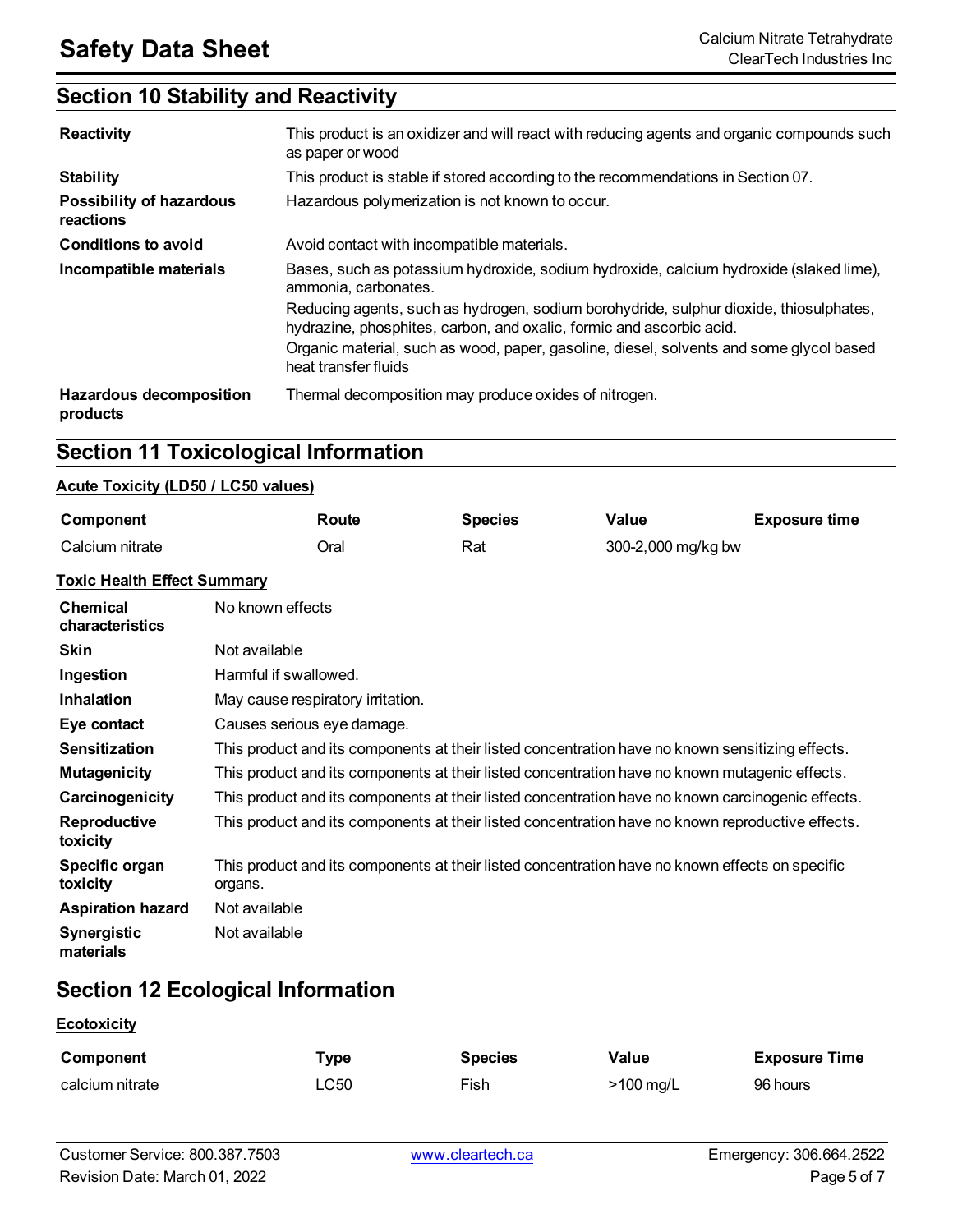## Section 10 Stability and Reactivity

| | |
|---|---|
| **Reactivity** | This product is an oxidizer and will react with reducing agents and organic compounds such as paper or wood |
| **Stability** | This product is stable if stored according to the recommendations in Section 07. |
| **Possibility of hazardous reactions** | Hazardous polymerization is not known to occur. |
| **Conditions to avoid** | Avoid contact with incompatible materials. |
| **Incompatible materials** | Bases, such as potassium hydroxide, sodium hydroxide, calcium hydroxide (slaked lime), ammonia, carbonates.<br>Reducing agents, such as hydrogen, sodium borohydride, sulphur dioxide, thiosulphates, hydrazine, phosphites, carbon, and oxalic, formic and ascorbic acid.<br>Organic material, such as wood, paper, gasoline, diesel, solvents and some glycol based heat transfer fluids |
| **Hazardous decomposition products** | Thermal decomposition may produce oxides of nitrogen. |

## Section 11 Toxicological Information

**Acute Toxicity (LD50 / LC50 values)**

| Component | Route | Species | Value | Exposure time |
|---|---|---|---|---|
| Calcium nitrate | Oral | Rat | 300-2,000 mg/kg bw | |

**Toxic Health Effect Summary**

| | |
|---|---|
| **Chemical characteristics** | No known effects |
| **Skin** | Not available |
| **Ingestion** | Harmful if swallowed. |
| **Inhalation** | May cause respiratory irritation. |
| **Eye contact** | Causes serious eye damage. |
| **Sensitization** | This product and its components at their listed concentration have no known sensitizing effects. |
| **Mutagenicity** | This product and its components at their listed concentration have no known mutagenic effects. |
| **Carcinogenicity** | This product and its components at their listed concentration have no known carcinogenic effects. |
| **Reproductive toxicity** | This product and its components at their listed concentration have no known reproductive effects. |
| **Specific organ toxicity** | This product and its components at their listed concentration have no known effects on specific organs. |
| **Aspiration hazard** | Not available |
| **Synergistic materials** | Not available |

## Section 12 Ecological Information

**Ecotoxicity**

| Component | Type | Species | Value | Exposure Time |
|---|---|---|---|---|
| calcium nitrate | LC50 | Fish | >100 mg/L | 96 hours |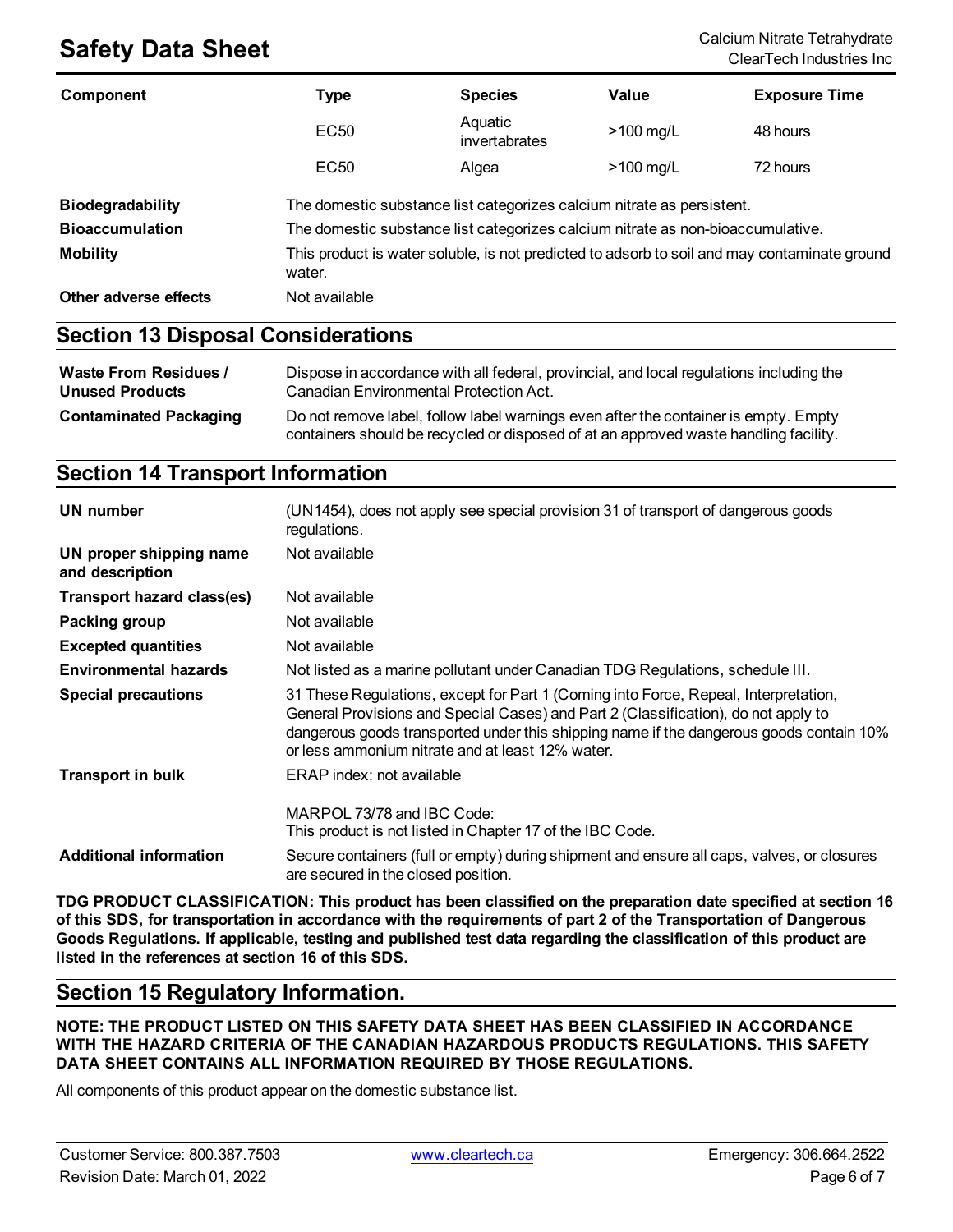| Component | Type | Species | Value | Exposure Time |
|---|---|---|---|---|
| | EC50 | Aquatic invertabrates | >100 mg/L | 48 hours |
| | EC50 | Algea | >100 mg/L | 72 hours |

**Biodegradability** The domestic substance list categorizes calcium nitrate as persistent.

**Bioaccumulation** The domestic substance list categorizes calcium nitrate as non-bioaccumulative.

**Mobility** This product is water soluble, is not predicted to adsorb to soil and may contaminate ground water.

**Other adverse effects** Not available

## Section 13 Disposal Considerations

**Waste From Residues / Unused Products** Dispose in accordance with all federal, provincial, and local regulations including the Canadian Environmental Protection Act.

**Contaminated Packaging** Do not remove label, follow label warnings even after the container is empty. Empty containers should be recycled or disposed of at an approved waste handling facility.

## Section 14 Transport Information

**UN number** (UN1454), does not apply see special provision 31 of transport of dangerous goods regulations.

**UN proper shipping name and description** Not available

**Transport hazard class(es)** Not available

**Packing group** Not available

**Excepted quantities** Not available

**Environmental hazards** Not listed as a marine pollutant under Canadian TDG Regulations, schedule III.

**Special precautions** 31 These Regulations, except for Part 1 (Coming into Force, Repeal, Interpretation, General Provisions and Special Cases) and Part 2 (Classification), do not apply to dangerous goods transported under this shipping name if the dangerous goods contain 10% or less ammonium nitrate and at least 12% water.

**Transport in bulk** ERAP index: not available

MARPOL 73/78 and IBC Code:
This product is not listed in Chapter 17 of the IBC Code.

**Additional information** Secure containers (full or empty) during shipment and ensure all caps, valves, or closures are secured in the closed position.

**TDG PRODUCT CLASSIFICATION: This product has been classified on the preparation date specified at section 16 of this SDS, for transportation in accordance with the requirements of part 2 of the Transportation of Dangerous Goods Regulations. If applicable, testing and published test data regarding the classification of this product are listed in the references at section 16 of this SDS.**

## Section 15 Regulatory Information.

**NOTE: THE PRODUCT LISTED ON THIS SAFETY DATA SHEET HAS BEEN CLASSIFIED IN ACCORDANCE WITH THE HAZARD CRITERIA OF THE CANADIAN HAZARDOUS PRODUCTS REGULATIONS. THIS SAFETY DATA SHEET CONTAINS ALL INFORMATION REQUIRED BY THOSE REGULATIONS.**

All components of this product appear on the domestic substance list.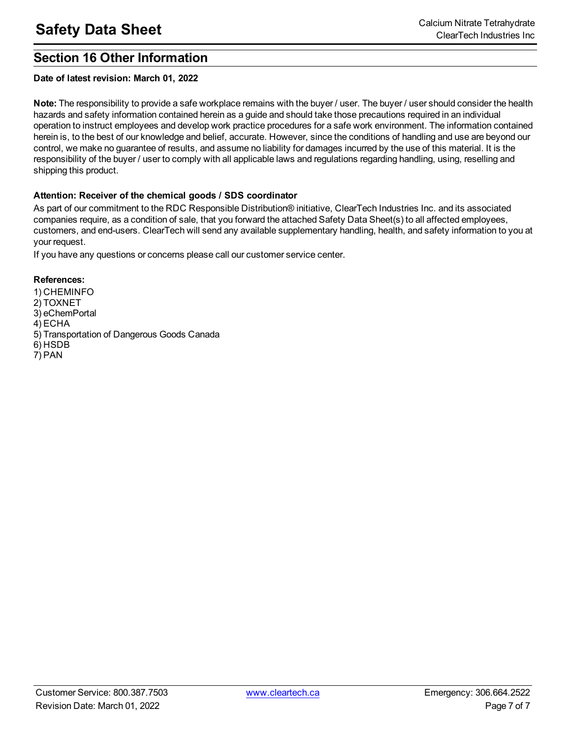## Section 16 Other Information

**Date of latest revision: March 01, 2022**

**Note:** The responsibility to provide a safe workplace remains with the buyer / user. The buyer / user should consider the health hazards and safety information contained herein as a guide and should take those precautions required in an individual operation to instruct employees and develop work practice procedures for a safe work environment. The information contained herein is, to the best of our knowledge and belief, accurate. However, since the conditions of handling and use are beyond our control, we make no guarantee of results, and assume no liability for damages incurred by the use of this material. It is the responsibility of the buyer / user to comply with all applicable laws and regulations regarding handling, using, reselling and shipping this product.

**Attention: Receiver of the chemical goods / SDS coordinator**

As part of our commitment to the RDC Responsible Distribution® initiative, ClearTech Industries Inc. and its associated companies require, as a condition of sale, that you forward the attached Safety Data Sheet(s) to all affected employees, customers, and end-users. ClearTech will send any available supplementary handling, health, and safety information to you at your request.

If you have any questions or concerns please call our customer service center.

**References:**

1) CHEMINFO
2) TOXNET
3) eChemPortal
4) ECHA
5) Transportation of Dangerous Goods Canada
6) HSDB
7) PAN